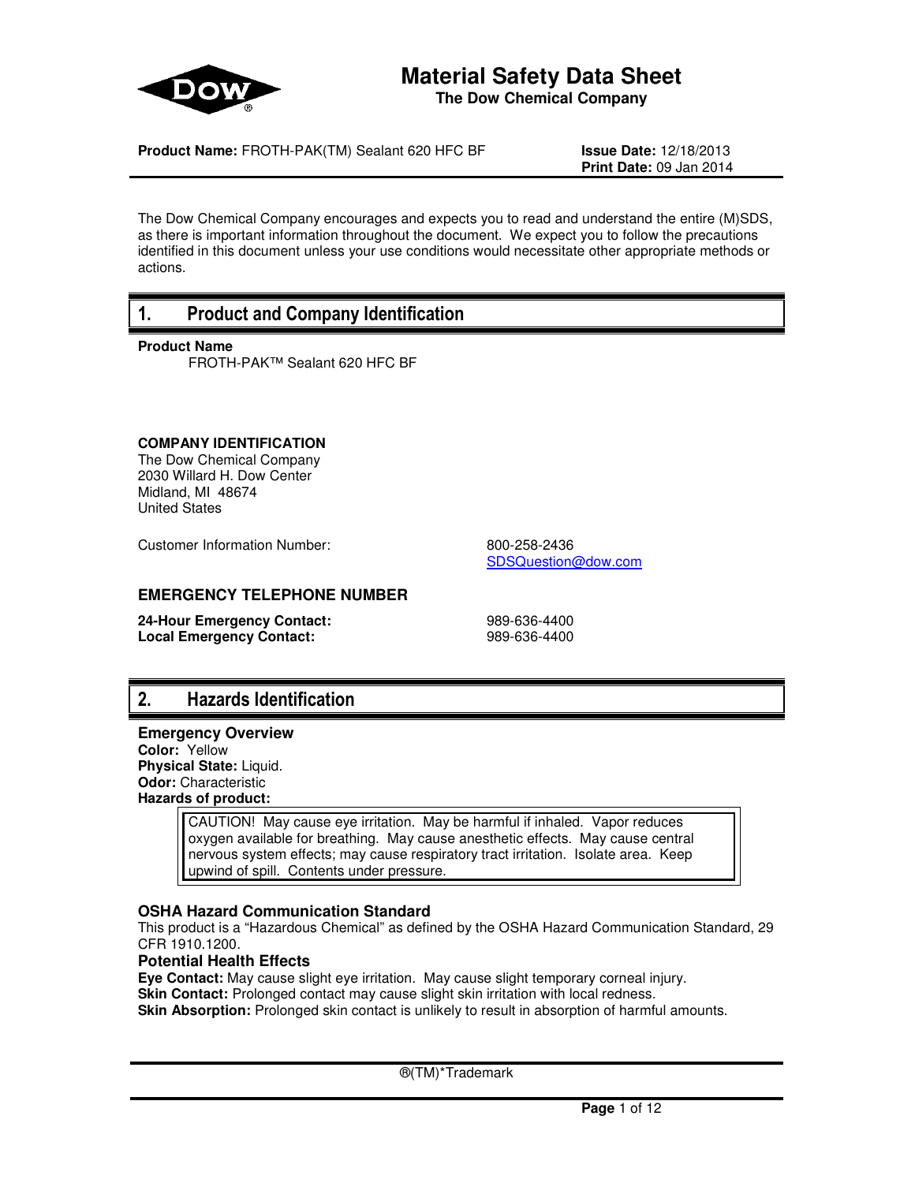# Material Safety Data Sheet

**The Dow Chemical Company**

**Product Name:** FROTH-PAK(TM) Sealant 620 HFC BF

**Issue Date:** 12/18/2013
**Print Date:** 09 Jan 2014

The Dow Chemical Company encourages and expects you to read and understand the entire (M)SDS, as there is important information throughout the document. We expect you to follow the precautions identified in this document unless your use conditions would necessitate other appropriate methods or actions.

## 1. Product and Company Identification

**Product Name**

FROTH-PAK™ Sealant 620 HFC BF

**COMPANY IDENTIFICATION**

The Dow Chemical Company
2030 Willard H. Dow Center
Midland, MI 48674
United States

Customer Information Number: 800-258-2436
SDSQuestion@dow.com

### EMERGENCY TELEPHONE NUMBER

**24-Hour Emergency Contact:** 989-636-4400
**Local Emergency Contact:** 989-636-4400

## 2. Hazards Identification

### Emergency Overview

**Color:** Yellow
**Physical State:** Liquid.
**Odor:** Characteristic
**Hazards of product:**

> CAUTION! May cause eye irritation. May be harmful if inhaled. Vapor reduces oxygen available for breathing. May cause anesthetic effects. May cause central nervous system effects; may cause respiratory tract irritation. Isolate area. Keep upwind of spill. Contents under pressure.

### OSHA Hazard Communication Standard

This product is a "Hazardous Chemical" as defined by the OSHA Hazard Communication Standard, 29 CFR 1910.1200.

### Potential Health Effects

**Eye Contact:** May cause slight eye irritation. May cause slight temporary corneal injury.
**Skin Contact:** Prolonged contact may cause slight skin irritation with local redness.
**Skin Absorption:** Prolonged skin contact is unlikely to result in absorption of harmful amounts.

®(TM)*Trademark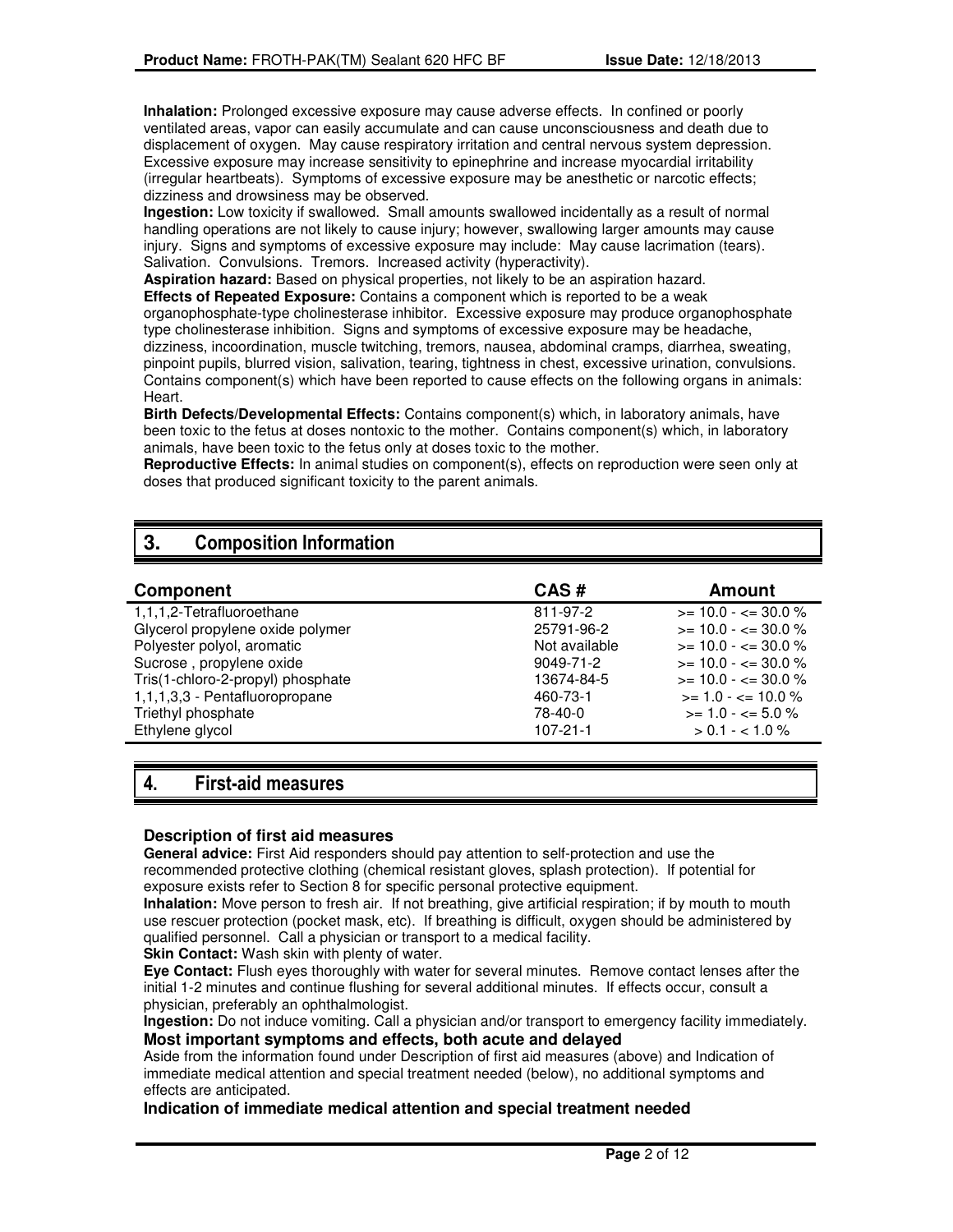**Inhalation:** Prolonged excessive exposure may cause adverse effects. In confined or poorly ventilated areas, vapor can easily accumulate and can cause unconsciousness and death due to displacement of oxygen. May cause respiratory irritation and central nervous system depression. Excessive exposure may increase sensitivity to epinephrine and increase myocardial irritability (irregular heartbeats). Symptoms of excessive exposure may be anesthetic or narcotic effects; dizziness and drowsiness may be observed.

**Ingestion:** Low toxicity if swallowed. Small amounts swallowed incidentally as a result of normal handling operations are not likely to cause injury; however, swallowing larger amounts may cause injury. Signs and symptoms of excessive exposure may include: May cause lacrimation (tears). Salivation. Convulsions. Tremors. Increased activity (hyperactivity).

**Aspiration hazard:** Based on physical properties, not likely to be an aspiration hazard.

**Effects of Repeated Exposure:** Contains a component which is reported to be a weak organophosphate-type cholinesterase inhibitor. Excessive exposure may produce organophosphate type cholinesterase inhibition. Signs and symptoms of excessive exposure may be headache, dizziness, incoordination, muscle twitching, tremors, nausea, abdominal cramps, diarrhea, sweating, pinpoint pupils, blurred vision, salivation, tearing, tightness in chest, excessive urination, convulsions. Contains component(s) which have been reported to cause effects on the following organs in animals: Heart.

**Birth Defects/Developmental Effects:** Contains component(s) which, in laboratory animals, have been toxic to the fetus at doses nontoxic to the mother. Contains component(s) which, in laboratory animals, have been toxic to the fetus only at doses toxic to the mother.

**Reproductive Effects:** In animal studies on component(s), effects on reproduction were seen only at doses that produced significant toxicity to the parent animals.

## 3. Composition Information

| Component | CAS # | Amount |
|---|---|---|
| 1,1,1,2-Tetrafluoroethane | 811-97-2 | >= 10.0 - <= 30.0 % |
| Glycerol propylene oxide polymer | 25791-96-2 | >= 10.0 - <= 30.0 % |
| Polyester polyol, aromatic | Not available | >= 10.0 - <= 30.0 % |
| Sucrose , propylene oxide | 9049-71-2 | >= 10.0 - <= 30.0 % |
| Tris(1-chloro-2-propyl) phosphate | 13674-84-5 | >= 10.0 - <= 30.0 % |
| 1,1,1,3,3 - Pentafluoropropane | 460-73-1 | >= 1.0 - <= 10.0 % |
| Triethyl phosphate | 78-40-0 | >= 1.0 - <= 5.0 % |
| Ethylene glycol | 107-21-1 | > 0.1 - < 1.0 % |

## 4. First-aid measures

### Description of first aid measures

**General advice:** First Aid responders should pay attention to self-protection and use the recommended protective clothing (chemical resistant gloves, splash protection). If potential for exposure exists refer to Section 8 for specific personal protective equipment.

**Inhalation:** Move person to fresh air. If not breathing, give artificial respiration; if by mouth to mouth use rescuer protection (pocket mask, etc). If breathing is difficult, oxygen should be administered by qualified personnel. Call a physician or transport to a medical facility.

**Skin Contact:** Wash skin with plenty of water.

**Eye Contact:** Flush eyes thoroughly with water for several minutes. Remove contact lenses after the initial 1-2 minutes and continue flushing for several additional minutes. If effects occur, consult a physician, preferably an ophthalmologist.

**Ingestion:** Do not induce vomiting. Call a physician and/or transport to emergency facility immediately.

### Most important symptoms and effects, both acute and delayed

Aside from the information found under Description of first aid measures (above) and Indication of immediate medical attention and special treatment needed (below), no additional symptoms and effects are anticipated.

### Indication of immediate medical attention and special treatment needed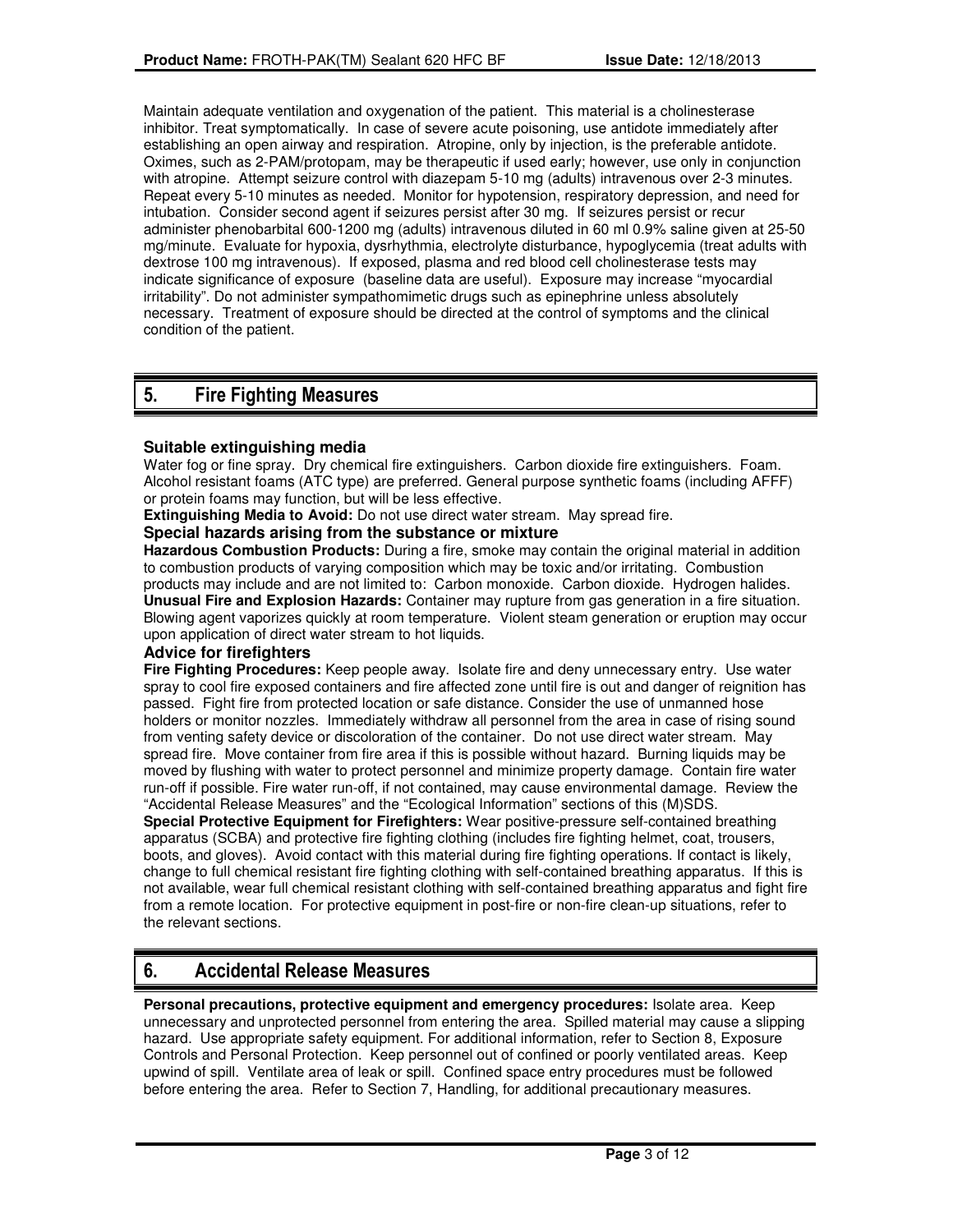Maintain adequate ventilation and oxygenation of the patient. This material is a cholinesterase inhibitor. Treat symptomatically. In case of severe acute poisoning, use antidote immediately after establishing an open airway and respiration. Atropine, only by injection, is the preferable antidote. Oximes, such as 2-PAM/protopam, may be therapeutic if used early; however, use only in conjunction with atropine. Attempt seizure control with diazepam 5-10 mg (adults) intravenous over 2-3 minutes. Repeat every 5-10 minutes as needed. Monitor for hypotension, respiratory depression, and need for intubation. Consider second agent if seizures persist after 30 mg. If seizures persist or recur administer phenobarbital 600-1200 mg (adults) intravenous diluted in 60 ml 0.9% saline given at 25-50 mg/minute. Evaluate for hypoxia, dysrhythmia, electrolyte disturbance, hypoglycemia (treat adults with dextrose 100 mg intravenous). If exposed, plasma and red blood cell cholinesterase tests may indicate significance of exposure (baseline data are useful). Exposure may increase "myocardial irritability". Do not administer sympathomimetic drugs such as epinephrine unless absolutely necessary. Treatment of exposure should be directed at the control of symptoms and the clinical condition of the patient.

## 5. Fire Fighting Measures

### Suitable extinguishing media

Water fog or fine spray. Dry chemical fire extinguishers. Carbon dioxide fire extinguishers. Foam. Alcohol resistant foams (ATC type) are preferred. General purpose synthetic foams (including AFFF) or protein foams may function, but will be less effective.

**Extinguishing Media to Avoid:** Do not use direct water stream. May spread fire.

### Special hazards arising from the substance or mixture

**Hazardous Combustion Products:** During a fire, smoke may contain the original material in addition to combustion products of varying composition which may be toxic and/or irritating. Combustion products may include and are not limited to: Carbon monoxide. Carbon dioxide. Hydrogen halides.

**Unusual Fire and Explosion Hazards:** Container may rupture from gas generation in a fire situation. Blowing agent vaporizes quickly at room temperature. Violent steam generation or eruption may occur upon application of direct water stream to hot liquids.

### Advice for firefighters

**Fire Fighting Procedures:** Keep people away. Isolate fire and deny unnecessary entry. Use water spray to cool fire exposed containers and fire affected zone until fire is out and danger of reignition has passed. Fight fire from protected location or safe distance. Consider the use of unmanned hose holders or monitor nozzles. Immediately withdraw all personnel from the area in case of rising sound from venting safety device or discoloration of the container. Do not use direct water stream. May spread fire. Move container from fire area if this is possible without hazard. Burning liquids may be moved by flushing with water to protect personnel and minimize property damage. Contain fire water run-off if possible. Fire water run-off, if not contained, may cause environmental damage. Review the "Accidental Release Measures" and the "Ecological Information" sections of this (M)SDS.

**Special Protective Equipment for Firefighters:** Wear positive-pressure self-contained breathing apparatus (SCBA) and protective fire fighting clothing (includes fire fighting helmet, coat, trousers, boots, and gloves). Avoid contact with this material during fire fighting operations. If contact is likely, change to full chemical resistant fire fighting clothing with self-contained breathing apparatus. If this is not available, wear full chemical resistant clothing with self-contained breathing apparatus and fight fire from a remote location. For protective equipment in post-fire or non-fire clean-up situations, refer to the relevant sections.

## 6. Accidental Release Measures

**Personal precautions, protective equipment and emergency procedures:** Isolate area. Keep unnecessary and unprotected personnel from entering the area. Spilled material may cause a slipping hazard. Use appropriate safety equipment. For additional information, refer to Section 8, Exposure Controls and Personal Protection. Keep personnel out of confined or poorly ventilated areas. Keep upwind of spill. Ventilate area of leak or spill. Confined space entry procedures must be followed before entering the area. Refer to Section 7, Handling, for additional precautionary measures.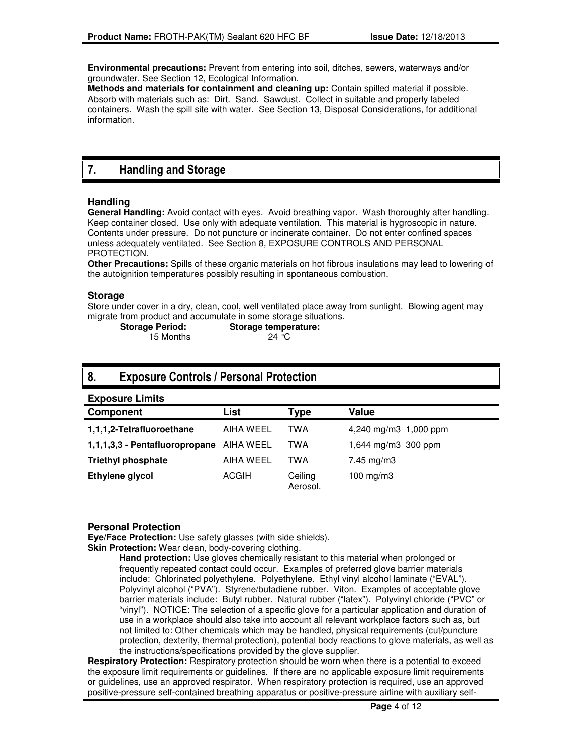**Environmental precautions:** Prevent from entering into soil, ditches, sewers, waterways and/or groundwater. See Section 12, Ecological Information.
**Methods and materials for containment and cleaning up:** Contain spilled material if possible. Absorb with materials such as: Dirt. Sand. Sawdust. Collect in suitable and properly labeled containers. Wash the spill site with water. See Section 13, Disposal Considerations, for additional information.

## 7. Handling and Storage

### Handling

**General Handling:** Avoid contact with eyes. Avoid breathing vapor. Wash thoroughly after handling. Keep container closed. Use only with adequate ventilation. This material is hygroscopic in nature. Contents under pressure. Do not puncture or incinerate container. Do not enter confined spaces unless adequately ventilated. See Section 8, EXPOSURE CONTROLS AND PERSONAL PROTECTION.
**Other Precautions:** Spills of these organic materials on hot fibrous insulations may lead to lowering of the autoignition temperatures possibly resulting in spontaneous combustion.

### Storage

Store under cover in a dry, clean, cool, well ventilated place away from sunlight. Blowing agent may migrate from product and accumulate in some storage situations.

| Storage Period: | Storage temperature: |
|---|---|
| 15 Months | 24 °C |

## 8. Exposure Controls / Personal Protection

### Exposure Limits

| Component | List | Type | Value |
|---|---|---|---|
| 1,1,1,2-Tetrafluoroethane | AIHA WEEL | TWA | 4,240 mg/m3 1,000 ppm |
| 1,1,1,3,3 - Pentafluoropropane | AIHA WEEL | TWA | 1,644 mg/m3 300 ppm |
| Triethyl phosphate | AIHA WEEL | TWA | 7.45 mg/m3 |
| Ethylene glycol | ACGIH | Ceiling Aerosol. | 100 mg/m3 |

### Personal Protection

**Eye/Face Protection:** Use safety glasses (with side shields).
**Skin Protection:** Wear clean, body-covering clothing.

**Hand protection:** Use gloves chemically resistant to this material when prolonged or frequently repeated contact could occur. Examples of preferred glove barrier materials include: Chlorinated polyethylene. Polyethylene. Ethyl vinyl alcohol laminate ("EVAL"). Polyvinyl alcohol ("PVA"). Styrene/butadiene rubber. Viton. Examples of acceptable glove barrier materials include: Butyl rubber. Natural rubber ("latex"). Polyvinyl chloride ("PVC" or "vinyl"). NOTICE: The selection of a specific glove for a particular application and duration of use in a workplace should also take into account all relevant workplace factors such as, but not limited to: Other chemicals which may be handled, physical requirements (cut/puncture protection, dexterity, thermal protection), potential body reactions to glove materials, as well as the instructions/specifications provided by the glove supplier.

**Respiratory Protection:** Respiratory protection should be worn when there is a potential to exceed the exposure limit requirements or guidelines. If there are no applicable exposure limit requirements or guidelines, use an approved respirator. When respiratory protection is required, use an approved positive-pressure self-contained breathing apparatus or positive-pressure airline with auxiliary self-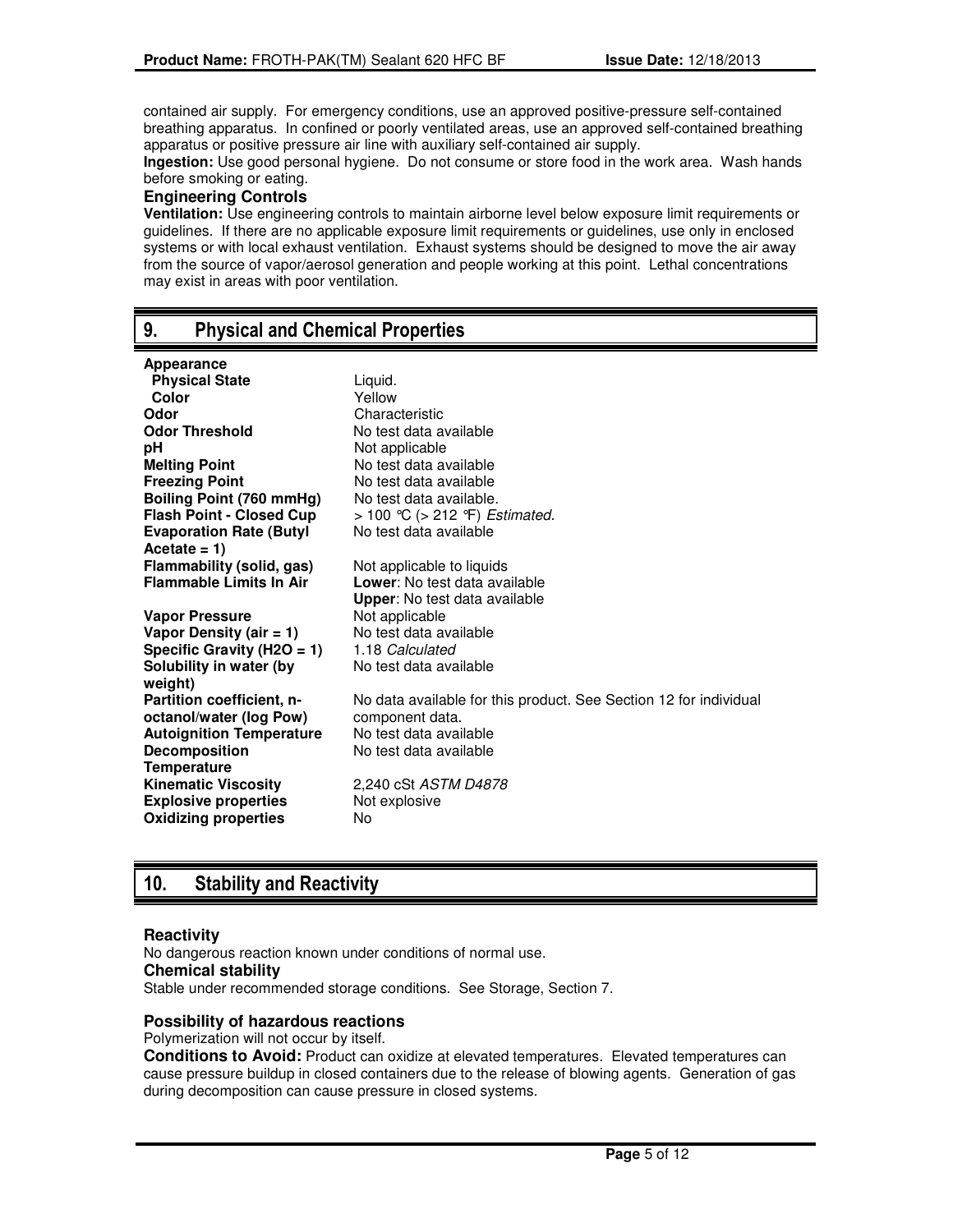contained air supply. For emergency conditions, use an approved positive-pressure self-contained breathing apparatus. In confined or poorly ventilated areas, use an approved self-contained breathing apparatus or positive pressure air line with auxiliary self-contained air supply.

**Ingestion:** Use good personal hygiene. Do not consume or store food in the work area. Wash hands before smoking or eating.

### Engineering Controls

**Ventilation:** Use engineering controls to maintain airborne level below exposure limit requirements or guidelines. If there are no applicable exposure limit requirements or guidelines, use only in enclosed systems or with local exhaust ventilation. Exhaust systems should be designed to move the air away from the source of vapor/aerosol generation and people working at this point. Lethal concentrations may exist in areas with poor ventilation.

## 9. Physical and Chemical Properties

| | |
|---|---|
| **Appearance** | |
| **Physical State** | Liquid. |
| **Color** | Yellow |
| **Odor** | Characteristic |
| **Odor Threshold** | No test data available |
| **pH** | Not applicable |
| **Melting Point** | No test data available |
| **Freezing Point** | No test data available |
| **Boiling Point (760 mmHg)** | No test data available. |
| **Flash Point - Closed Cup** | > 100 °C (> 212 °F) *Estimated.* |
| **Evaporation Rate (Butyl Acetate = 1)** | No test data available |
| **Flammability (solid, gas)** | Not applicable to liquids |
| **Flammable Limits In Air** | **Lower**: No test data available<br>**Upper**: No test data available |
| **Vapor Pressure** | Not applicable |
| **Vapor Density (air = 1)** | No test data available |
| **Specific Gravity (H2O = 1)** | 1.18 *Calculated* |
| **Solubility in water (by weight)** | No test data available |
| **Partition coefficient, n-octanol/water (log Pow)** | No data available for this product. See Section 12 for individual component data. |
| **Autoignition Temperature** | No test data available |
| **Decomposition Temperature** | No test data available |
| **Kinematic Viscosity** | 2,240 cSt *ASTM D4878* |
| **Explosive properties** | Not explosive |
| **Oxidizing properties** | No |

## 10. Stability and Reactivity

### Reactivity

No dangerous reaction known under conditions of normal use.

### Chemical stability

Stable under recommended storage conditions. See Storage, Section 7.

### Possibility of hazardous reactions

Polymerization will not occur by itself.

**Conditions to Avoid:** Product can oxidize at elevated temperatures. Elevated temperatures can cause pressure buildup in closed containers due to the release of blowing agents. Generation of gas during decomposition can cause pressure in closed systems.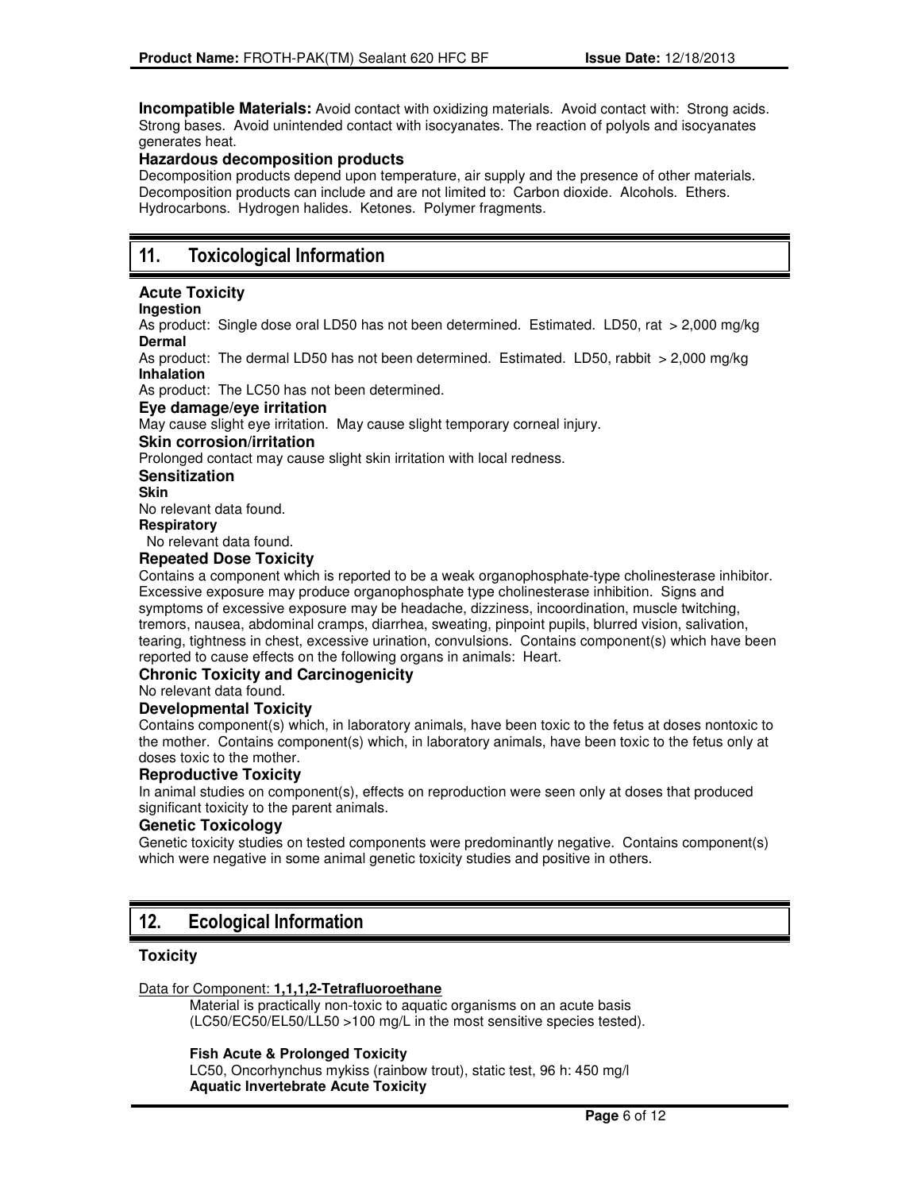**Incompatible Materials:** Avoid contact with oxidizing materials. Avoid contact with: Strong acids. Strong bases. Avoid unintended contact with isocyanates. The reaction of polyols and isocyanates generates heat.

**Hazardous decomposition products**

Decomposition products depend upon temperature, air supply and the presence of other materials. Decomposition products can include and are not limited to: Carbon dioxide. Alcohols. Ethers. Hydrocarbons. Hydrogen halides. Ketones. Polymer fragments.

## 11. Toxicological Information

### Acute Toxicity

**Ingestion**

As product: Single dose oral LD50 has not been determined. Estimated. LD50, rat > 2,000 mg/kg

**Dermal**

As product: The dermal LD50 has not been determined. Estimated. LD50, rabbit > 2,000 mg/kg

**Inhalation**

As product: The LC50 has not been determined.

### Eye damage/eye irritation

May cause slight eye irritation. May cause slight temporary corneal injury.

### Skin corrosion/irritation

Prolonged contact may cause slight skin irritation with local redness.

### Sensitization

**Skin**

No relevant data found.

**Respiratory**

No relevant data found.

### Repeated Dose Toxicity

Contains a component which is reported to be a weak organophosphate-type cholinesterase inhibitor. Excessive exposure may produce organophosphate type cholinesterase inhibition. Signs and symptoms of excessive exposure may be headache, dizziness, incoordination, muscle twitching, tremors, nausea, abdominal cramps, diarrhea, sweating, pinpoint pupils, blurred vision, salivation, tearing, tightness in chest, excessive urination, convulsions. Contains component(s) which have been reported to cause effects on the following organs in animals: Heart.

### Chronic Toxicity and Carcinogenicity

No relevant data found.

### Developmental Toxicity

Contains component(s) which, in laboratory animals, have been toxic to the fetus at doses nontoxic to the mother. Contains component(s) which, in laboratory animals, have been toxic to the fetus only at doses toxic to the mother.

### Reproductive Toxicity

In animal studies on component(s), effects on reproduction were seen only at doses that produced significant toxicity to the parent animals.

### Genetic Toxicology

Genetic toxicity studies on tested components were predominantly negative. Contains component(s) which were negative in some animal genetic toxicity studies and positive in others.

## 12. Ecological Information

### Toxicity

Data for Component: **1,1,1,2-Tetrafluoroethane**

Material is practically non-toxic to aquatic organisms on an acute basis (LC50/EC50/EL50/LL50 >100 mg/L in the most sensitive species tested).

**Fish Acute & Prolonged Toxicity**

LC50, Oncorhynchus mykiss (rainbow trout), static test, 96 h: 450 mg/l

**Aquatic Invertebrate Acute Toxicity**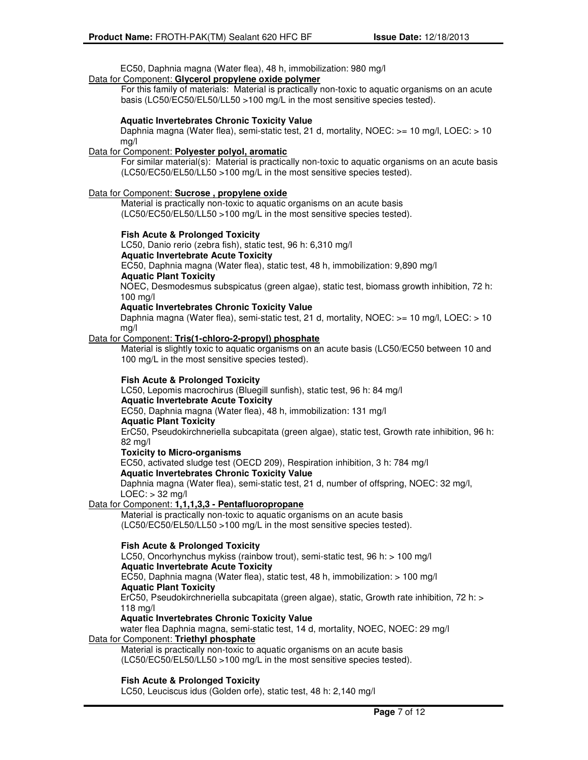EC50, Daphnia magna (Water flea), 48 h, immobilization: 980 mg/l

Data for Component: **Glycerol propylene oxide polymer**

For this family of materials: Material is practically non-toxic to aquatic organisms on an acute basis (LC50/EC50/EL50/LL50 >100 mg/L in the most sensitive species tested).

**Aquatic Invertebrates Chronic Toxicity Value**

Daphnia magna (Water flea), semi-static test, 21 d, mortality, NOEC: >= 10 mg/l, LOEC: > 10 mg/l

Data for Component: **Polyester polyol, aromatic**

For similar material(s): Material is practically non-toxic to aquatic organisms on an acute basis (LC50/EC50/EL50/LL50 >100 mg/L in the most sensitive species tested).

Data for Component: **Sucrose , propylene oxide**

Material is practically non-toxic to aquatic organisms on an acute basis (LC50/EC50/EL50/LL50 >100 mg/L in the most sensitive species tested).

**Fish Acute & Prolonged Toxicity**

LC50, Danio rerio (zebra fish), static test, 96 h: 6,310 mg/l

**Aquatic Invertebrate Acute Toxicity**

EC50, Daphnia magna (Water flea), static test, 48 h, immobilization: 9,890 mg/l

**Aquatic Plant Toxicity**

NOEC, Desmodesmus subspicatus (green algae), static test, biomass growth inhibition, 72 h: 100 mg/l

**Aquatic Invertebrates Chronic Toxicity Value**

Daphnia magna (Water flea), semi-static test, 21 d, mortality, NOEC: >= 10 mg/l, LOEC: > 10 mg/l

Data for Component: **Tris(1-chloro-2-propyl) phosphate**

Material is slightly toxic to aquatic organisms on an acute basis (LC50/EC50 between 10 and 100 mg/L in the most sensitive species tested).

**Fish Acute & Prolonged Toxicity**

LC50, Lepomis macrochirus (Bluegill sunfish), static test, 96 h: 84 mg/l

**Aquatic Invertebrate Acute Toxicity**

EC50, Daphnia magna (Water flea), 48 h, immobilization: 131 mg/l

**Aquatic Plant Toxicity**

ErC50, Pseudokirchneriella subcapitata (green algae), static test, Growth rate inhibition, 96 h: 82 mg/l

**Toxicity to Micro-organisms**

EC50, activated sludge test (OECD 209), Respiration inhibition, 3 h: 784 mg/l

**Aquatic Invertebrates Chronic Toxicity Value**

Daphnia magna (Water flea), semi-static test, 21 d, number of offspring, NOEC: 32 mg/l, LOEC: > 32 mg/l

Data for Component: **1,1,1,3,3 - Pentafluoropropane**

Material is practically non-toxic to aquatic organisms on an acute basis (LC50/EC50/EL50/LL50 >100 mg/L in the most sensitive species tested).

**Fish Acute & Prolonged Toxicity**

LC50, Oncorhynchus mykiss (rainbow trout), semi-static test, 96 h: > 100 mg/l

**Aquatic Invertebrate Acute Toxicity**

EC50, Daphnia magna (Water flea), static test, 48 h, immobilization: > 100 mg/l

**Aquatic Plant Toxicity**

ErC50, Pseudokirchneriella subcapitata (green algae), static, Growth rate inhibition, 72 h: > 118 mg/l

**Aquatic Invertebrates Chronic Toxicity Value**

water flea Daphnia magna, semi-static test, 14 d, mortality, NOEC, NOEC: 29 mg/l

Data for Component: **Triethyl phosphate**

Material is practically non-toxic to aquatic organisms on an acute basis (LC50/EC50/EL50/LL50 >100 mg/L in the most sensitive species tested).

**Fish Acute & Prolonged Toxicity**

LC50, Leuciscus idus (Golden orfe), static test, 48 h: 2,140 mg/l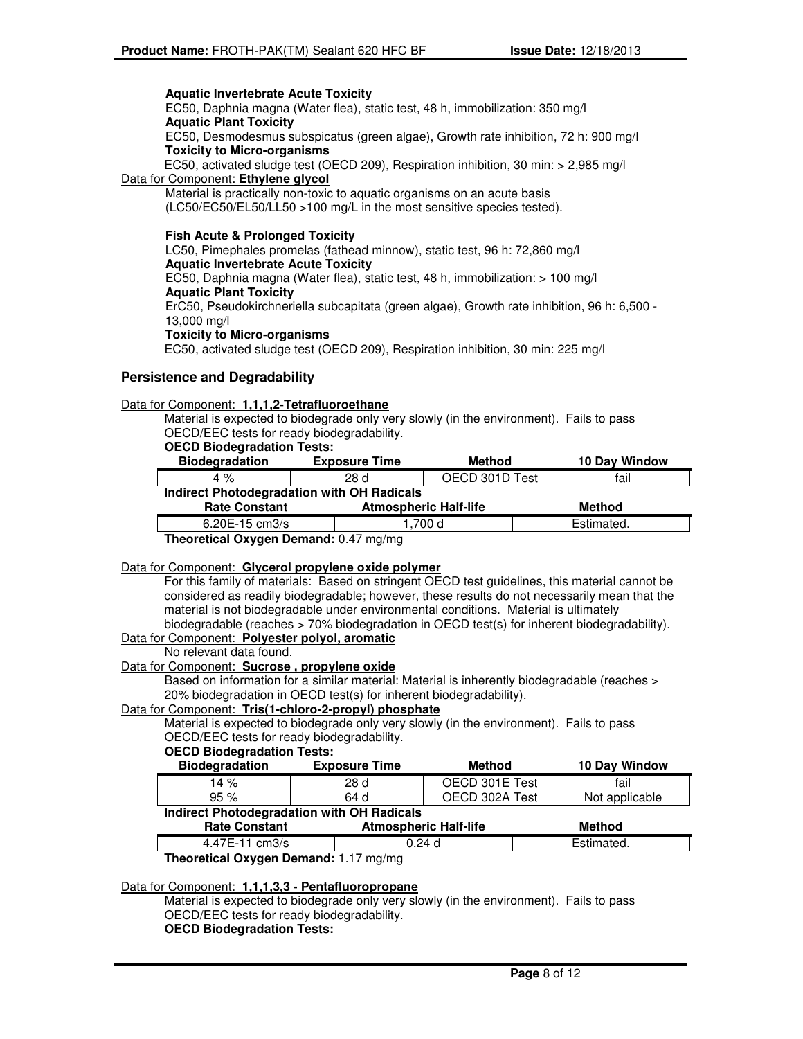**Aquatic Invertebrate Acute Toxicity**

EC50, Daphnia magna (Water flea), static test, 48 h, immobilization: 350 mg/l

**Aquatic Plant Toxicity**

EC50, Desmodesmus subspicatus (green algae), Growth rate inhibition, 72 h: 900 mg/l

**Toxicity to Micro-organisms**

EC50, activated sludge test (OECD 209), Respiration inhibition, 30 min: > 2,985 mg/l

Data for Component: **Ethylene glycol**

Material is practically non-toxic to aquatic organisms on an acute basis (LC50/EC50/EL50/LL50 >100 mg/L in the most sensitive species tested).

**Fish Acute & Prolonged Toxicity**

LC50, Pimephales promelas (fathead minnow), static test, 96 h: 72,860 mg/l

**Aquatic Invertebrate Acute Toxicity**

EC50, Daphnia magna (Water flea), static test, 48 h, immobilization: > 100 mg/l

**Aquatic Plant Toxicity**

ErC50, Pseudokirchneriella subcapitata (green algae), Growth rate inhibition, 96 h: 6,500 - 13,000 mg/l

**Toxicity to Micro-organisms**

EC50, activated sludge test (OECD 209), Respiration inhibition, 30 min: 225 mg/l

## Persistence and Degradability

Data for Component: **1,1,1,2-Tetrafluoroethane**

Material is expected to biodegrade only very slowly (in the environment). Fails to pass OECD/EEC tests for ready biodegradability.

**OECD Biodegradation Tests:**

| Biodegradation | Exposure Time | Method | 10 Day Window |
|---|---|---|---|
| 4 % | 28 d | OECD 301D Test | fail |

**Indirect Photodegradation with OH Radicals**

| Rate Constant | Atmospheric Half-life | Method |
|---|---|---|
| 6.20E-15 cm3/s | 1,700 d | Estimated. |

**Theoretical Oxygen Demand:** 0.47 mg/mg

Data for Component: **Glycerol propylene oxide polymer**

For this family of materials: Based on stringent OECD test guidelines, this material cannot be considered as readily biodegradable; however, these results do not necessarily mean that the material is not biodegradable under environmental conditions. Material is ultimately biodegradable (reaches > 70% biodegradation in OECD test(s) for inherent biodegradability).

Data for Component: **Polyester polyol, aromatic**

No relevant data found.

Data for Component: **Sucrose , propylene oxide**

Based on information for a similar material: Material is inherently biodegradable (reaches > 20% biodegradation in OECD test(s) for inherent biodegradability).

Data for Component: **Tris(1-chloro-2-propyl) phosphate**

Material is expected to biodegrade only very slowly (in the environment). Fails to pass OECD/EEC tests for ready biodegradability.

**OECD Biodegradation Tests:**

| Biodegradation | Exposure Time | Method | 10 Day Window |
|---|---|---|---|
| 14 % | 28 d | OECD 301E Test | fail |
| 95 % | 64 d | OECD 302A Test | Not applicable |

**Indirect Photodegradation with OH Radicals**

| Rate Constant | Atmospheric Half-life | Method |
|---|---|---|
| 4.47E-11 cm3/s | 0.24 d | Estimated. |

**Theoretical Oxygen Demand:** 1.17 mg/mg

Data for Component: **1,1,1,3,3 - Pentafluoropropane**

Material is expected to biodegrade only very slowly (in the environment). Fails to pass OECD/EEC tests for ready biodegradability.

**OECD Biodegradation Tests:**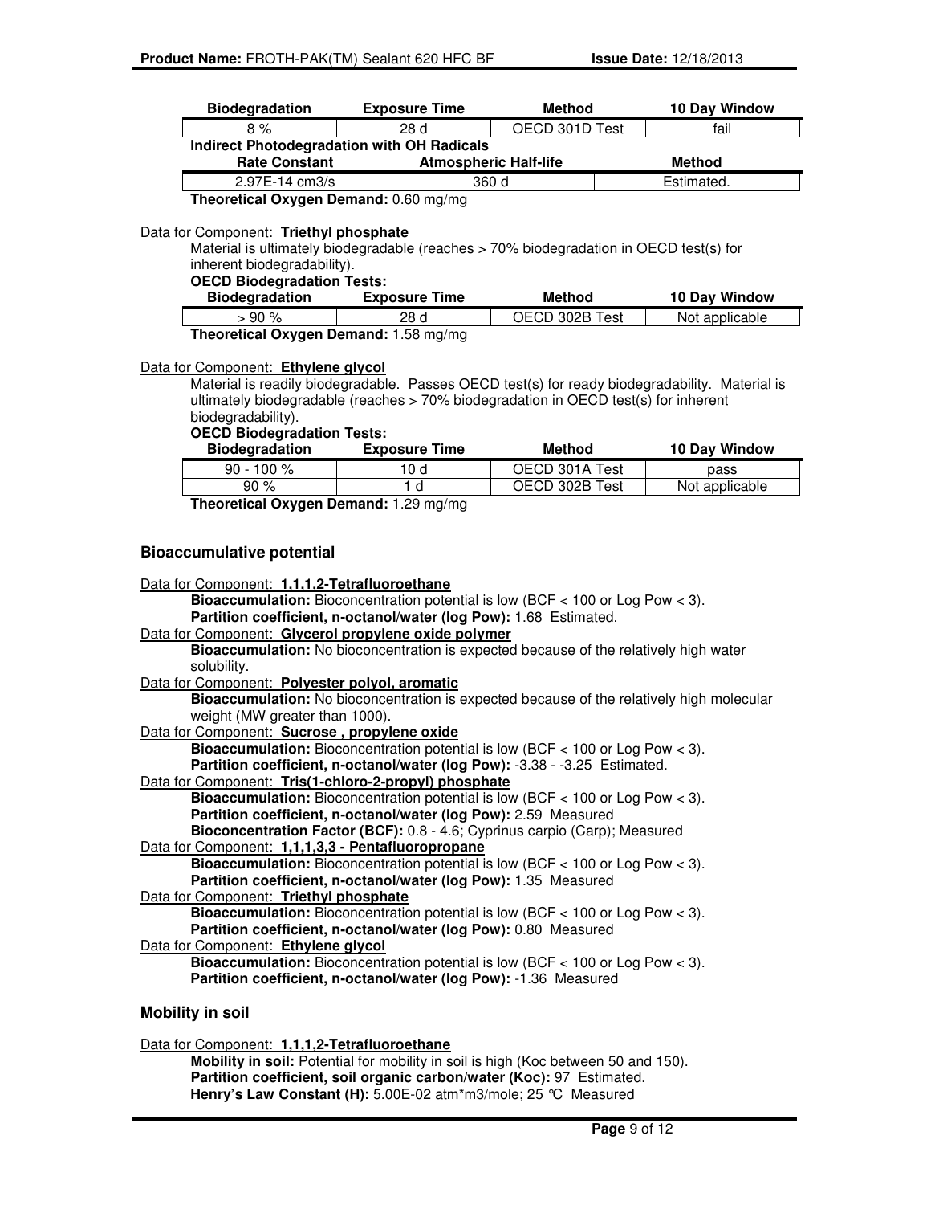| Biodegradation | Exposure Time | Method | 10 Day Window |
|---|---|---|---|
| 8 % | 28 d | OECD 301D Test | fail |

**Indirect Photodegradation with OH Radicals**

| Rate Constant | Atmospheric Half-life | Method |
|---|---|---|
| 2.97E-14 cm3/s | 360 d | Estimated. |

**Theoretical Oxygen Demand:** 0.60 mg/mg

Data for Component: **Triethyl phosphate**

Material is ultimately biodegradable (reaches > 70% biodegradation in OECD test(s) for inherent biodegradability).

**OECD Biodegradation Tests:**

| Biodegradation | Exposure Time | Method | 10 Day Window |
|---|---|---|---|
| > 90 % | 28 d | OECD 302B Test | Not applicable |

**Theoretical Oxygen Demand:** 1.58 mg/mg

Data for Component: **Ethylene glycol**

Material is readily biodegradable. Passes OECD test(s) for ready biodegradability. Material is ultimately biodegradable (reaches > 70% biodegradation in OECD test(s) for inherent biodegradability).

**OECD Biodegradation Tests:**

| Biodegradation | Exposure Time | Method | 10 Day Window |
|---|---|---|---|
| 90 - 100 % | 10 d | OECD 301A Test | pass |
| 90 % | 1 d | OECD 302B Test | Not applicable |

**Theoretical Oxygen Demand:** 1.29 mg/mg

## Bioaccumulative potential

Data for Component: **1,1,1,2-Tetrafluoroethane**

**Bioaccumulation:** Bioconcentration potential is low (BCF < 100 or Log Pow < 3).
**Partition coefficient, n-octanol/water (log Pow):** 1.68 Estimated.

Data for Component: **Glycerol propylene oxide polymer**

**Bioaccumulation:** No bioconcentration is expected because of the relatively high water solubility.

Data for Component: **Polyester polyol, aromatic**

**Bioaccumulation:** No bioconcentration is expected because of the relatively high molecular weight (MW greater than 1000).

Data for Component: **Sucrose , propylene oxide**

**Bioaccumulation:** Bioconcentration potential is low (BCF < 100 or Log Pow < 3).
**Partition coefficient, n-octanol/water (log Pow):** -3.38 - -3.25 Estimated.

Data for Component: **Tris(1-chloro-2-propyl) phosphate**

**Bioaccumulation:** Bioconcentration potential is low (BCF < 100 or Log Pow < 3).
**Partition coefficient, n-octanol/water (log Pow):** 2.59 Measured
**Bioconcentration Factor (BCF):** 0.8 - 4.6; Cyprinus carpio (Carp); Measured

Data for Component: **1,1,1,3,3 - Pentafluoropropane**

**Bioaccumulation:** Bioconcentration potential is low (BCF < 100 or Log Pow < 3).
**Partition coefficient, n-octanol/water (log Pow):** 1.35 Measured

Data for Component: **Triethyl phosphate**

**Bioaccumulation:** Bioconcentration potential is low (BCF < 100 or Log Pow < 3).
**Partition coefficient, n-octanol/water (log Pow):** 0.80 Measured

Data for Component: **Ethylene glycol**

**Bioaccumulation:** Bioconcentration potential is low (BCF < 100 or Log Pow < 3).
**Partition coefficient, n-octanol/water (log Pow):** -1.36 Measured

## Mobility in soil

Data for Component: **1,1,1,2-Tetrafluoroethane**

**Mobility in soil:** Potential for mobility in soil is high (Koc between 50 and 150).
**Partition coefficient, soil organic carbon/water (Koc):** 97 Estimated.
**Henry's Law Constant (H):** 5.00E-02 atm*m3/mole; 25 °C Measured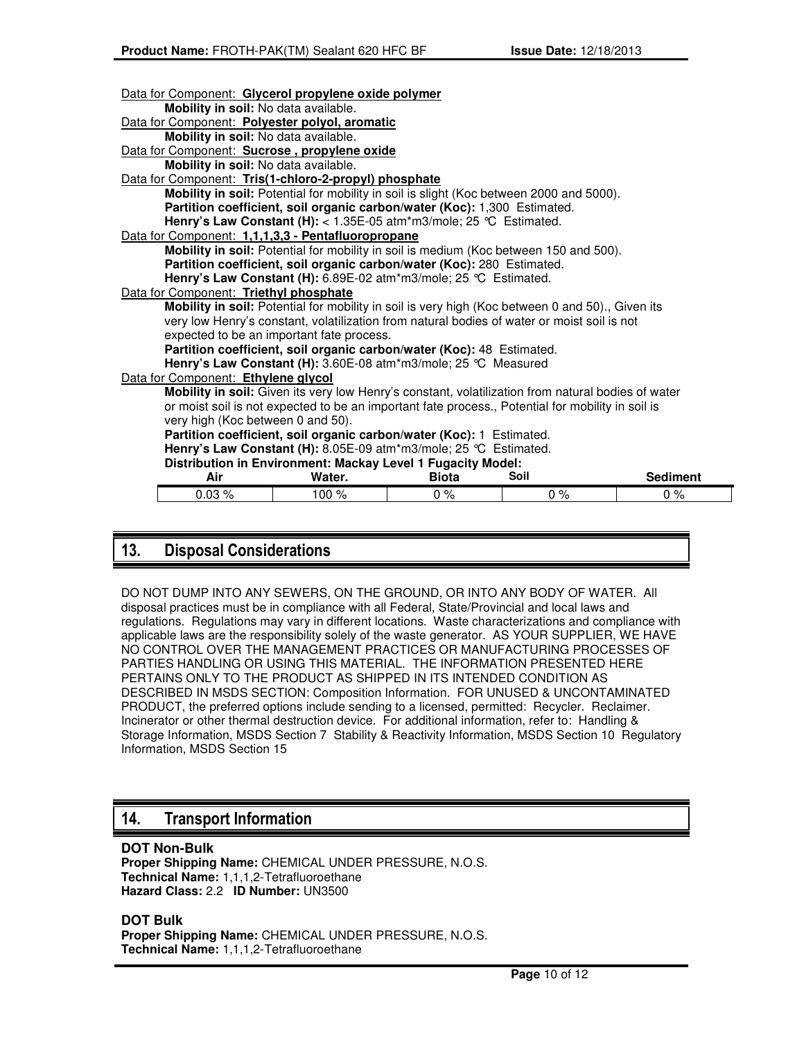Data for Component: **Glycerol propylene oxide polymer**

**Mobility in soil:** No data available.

Data for Component: **Polyester polyol, aromatic**

**Mobility in soil:** No data available.

Data for Component: **Sucrose , propylene oxide**

**Mobility in soil:** No data available.

Data for Component: **Tris(1-chloro-2-propyl) phosphate**

**Mobility in soil:** Potential for mobility in soil is slight (Koc between 2000 and 5000).
**Partition coefficient, soil organic carbon/water (Koc):** 1,300 Estimated.
**Henry's Law Constant (H):** < 1.35E-05 atm*m3/mole; 25 °C Estimated.

Data for Component: **1,1,1,3,3 - Pentafluoropropane**

**Mobility in soil:** Potential for mobility in soil is medium (Koc between 150 and 500).
**Partition coefficient, soil organic carbon/water (Koc):** 280 Estimated.
**Henry's Law Constant (H):** 6.89E-02 atm*m3/mole; 25 °C Estimated.

Data for Component: **Triethyl phosphate**

**Mobility in soil:** Potential for mobility in soil is very high (Koc between 0 and 50)., Given its very low Henry's constant, volatilization from natural bodies of water or moist soil is not expected to be an important fate process.
**Partition coefficient, soil organic carbon/water (Koc):** 48 Estimated.
**Henry's Law Constant (H):** 3.60E-08 atm*m3/mole; 25 °C Measured

Data for Component: **Ethylene glycol**

**Mobility in soil:** Given its very low Henry's constant, volatilization from natural bodies of water or moist soil is not expected to be an important fate process., Potential for mobility in soil is very high (Koc between 0 and 50).
**Partition coefficient, soil organic carbon/water (Koc):** 1 Estimated.
**Henry's Law Constant (H):** 8.05E-09 atm*m3/mole; 25 °C Estimated.
**Distribution in Environment: Mackay Level 1 Fugacity Model:**

| Air | Water. | Biota | Soil | Sediment |
|---|---|---|---|---|
| 0.03 % | 100 % | 0 % | 0 % | 0 % |

## 13. Disposal Considerations

DO NOT DUMP INTO ANY SEWERS, ON THE GROUND, OR INTO ANY BODY OF WATER. All disposal practices must be in compliance with all Federal, State/Provincial and local laws and regulations. Regulations may vary in different locations. Waste characterizations and compliance with applicable laws are the responsibility solely of the waste generator. AS YOUR SUPPLIER, WE HAVE NO CONTROL OVER THE MANAGEMENT PRACTICES OR MANUFACTURING PROCESSES OF PARTIES HANDLING OR USING THIS MATERIAL. THE INFORMATION PRESENTED HERE PERTAINS ONLY TO THE PRODUCT AS SHIPPED IN ITS INTENDED CONDITION AS DESCRIBED IN MSDS SECTION: Composition Information. FOR UNUSED & UNCONTAMINATED PRODUCT, the preferred options include sending to a licensed, permitted: Recycler. Reclaimer. Incinerator or other thermal destruction device. For additional information, refer to: Handling & Storage Information, MSDS Section 7 Stability & Reactivity Information, MSDS Section 10 Regulatory Information, MSDS Section 15

## 14. Transport Information

**DOT Non-Bulk**
**Proper Shipping Name:** CHEMICAL UNDER PRESSURE, N.O.S.
**Technical Name:** 1,1,1,2-Tetrafluoroethane
**Hazard Class:** 2.2 **ID Number:** UN3500

**DOT Bulk**
**Proper Shipping Name:** CHEMICAL UNDER PRESSURE, N.O.S.
**Technical Name:** 1,1,1,2-Tetrafluoroethane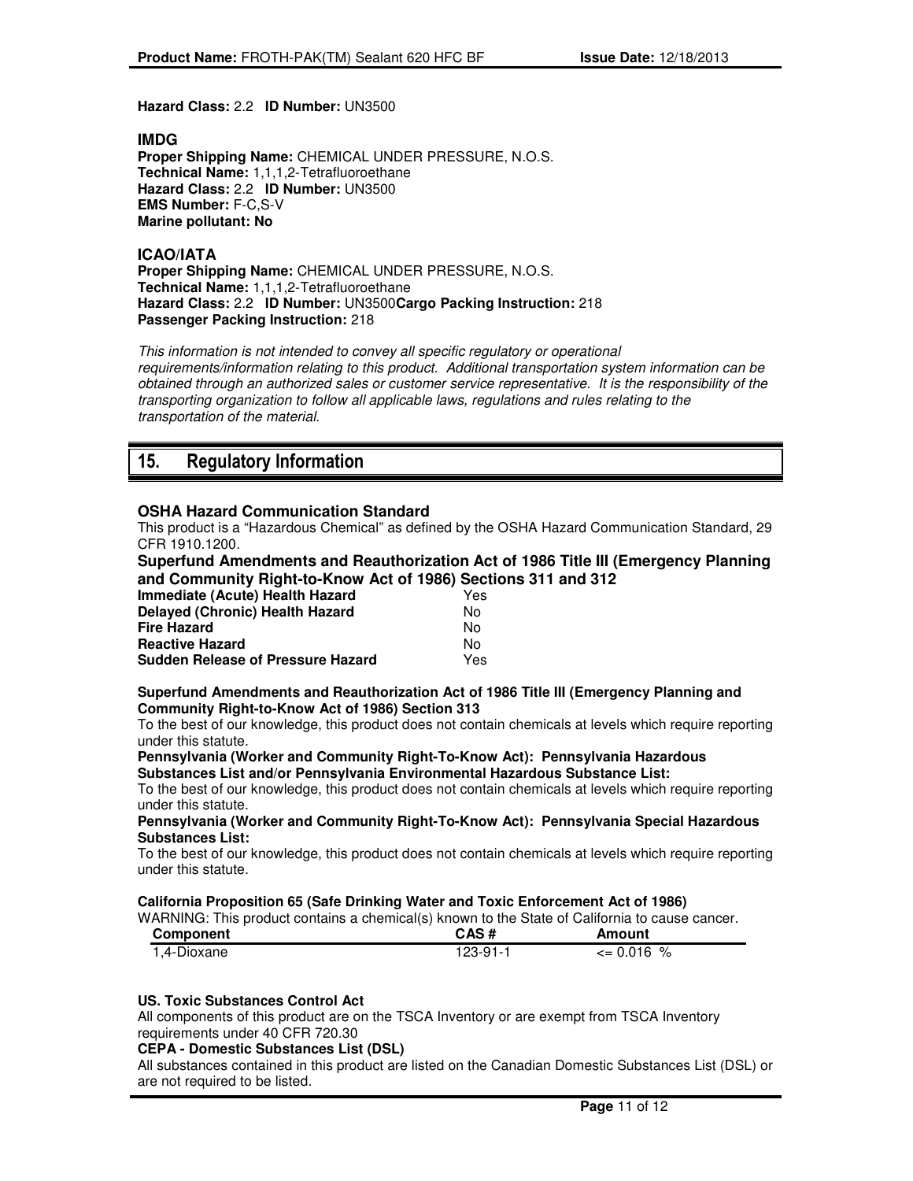**Hazard Class:** 2.2 **ID Number:** UN3500

**IMDG**
**Proper Shipping Name:** CHEMICAL UNDER PRESSURE, N.O.S.
**Technical Name:** 1,1,1,2-Tetrafluoroethane
**Hazard Class:** 2.2 **ID Number:** UN3500
**EMS Number:** F-C,S-V
**Marine pollutant: No**

**ICAO/IATA**
**Proper Shipping Name:** CHEMICAL UNDER PRESSURE, N.O.S.
**Technical Name:** 1,1,1,2-Tetrafluoroethane
**Hazard Class:** 2.2 **ID Number:** UN3500**Cargo Packing Instruction:** 218
**Passenger Packing Instruction:** 218

*This information is not intended to convey all specific regulatory or operational requirements/information relating to this product. Additional transportation system information can be obtained through an authorized sales or customer service representative. It is the responsibility of the transporting organization to follow all applicable laws, regulations and rules relating to the transportation of the material.*

## 15. Regulatory Information

**OSHA Hazard Communication Standard**
This product is a "Hazardous Chemical" as defined by the OSHA Hazard Communication Standard, 29 CFR 1910.1200.

**Superfund Amendments and Reauthorization Act of 1986 Title III (Emergency Planning and Community Right-to-Know Act of 1986) Sections 311 and 312**

| | |
|---|---|
| **Immediate (Acute) Health Hazard** | Yes |
| **Delayed (Chronic) Health Hazard** | No |
| **Fire Hazard** | No |
| **Reactive Hazard** | No |
| **Sudden Release of Pressure Hazard** | Yes |

**Superfund Amendments and Reauthorization Act of 1986 Title III (Emergency Planning and Community Right-to-Know Act of 1986) Section 313**
To the best of our knowledge, this product does not contain chemicals at levels which require reporting under this statute.

**Pennsylvania (Worker and Community Right-To-Know Act): Pennsylvania Hazardous Substances List and/or Pennsylvania Environmental Hazardous Substance List:**
To the best of our knowledge, this product does not contain chemicals at levels which require reporting under this statute.

**Pennsylvania (Worker and Community Right-To-Know Act): Pennsylvania Special Hazardous Substances List:**
To the best of our knowledge, this product does not contain chemicals at levels which require reporting under this statute.

**California Proposition 65 (Safe Drinking Water and Toxic Enforcement Act of 1986)**
WARNING: This product contains a chemical(s) known to the State of California to cause cancer.

| Component | CAS # | Amount |
|---|---|---|
| 1,4-Dioxane | 123-91-1 | <= 0.016 % |

**US. Toxic Substances Control Act**
All components of this product are on the TSCA Inventory or are exempt from TSCA Inventory requirements under 40 CFR 720.30

**CEPA - Domestic Substances List (DSL)**
All substances contained in this product are listed on the Canadian Domestic Substances List (DSL) or are not required to be listed.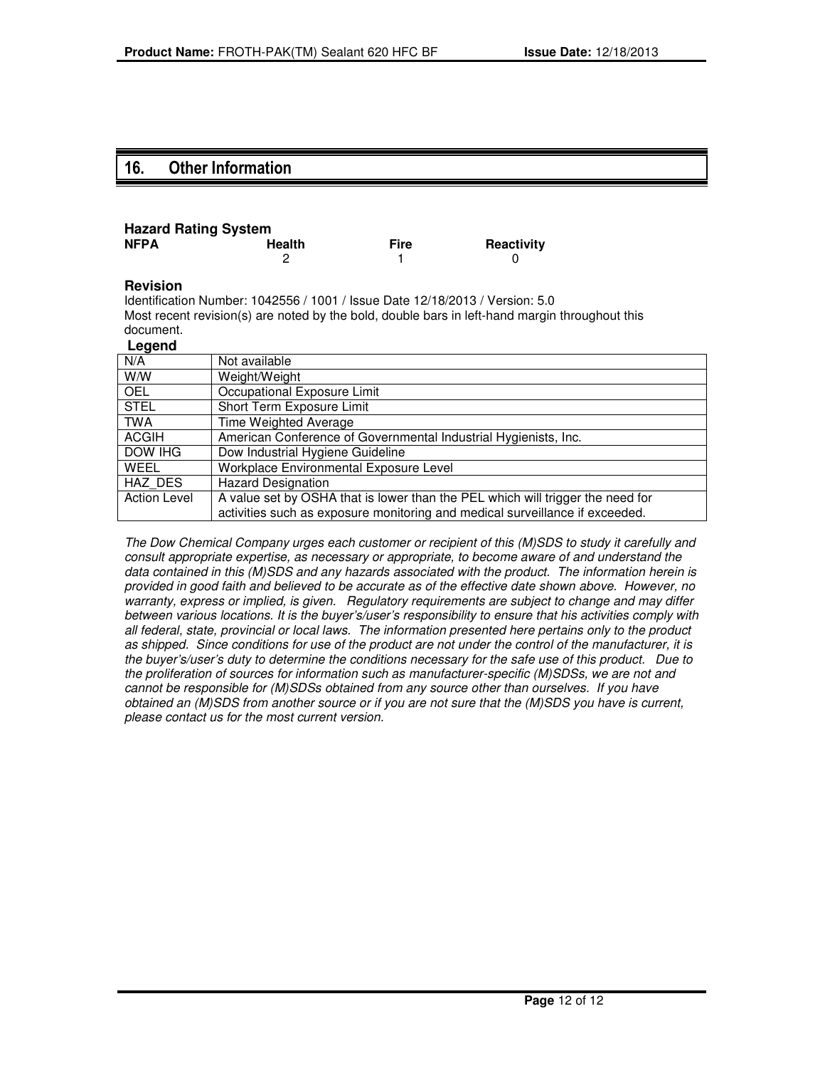## 16. Other Information

### Hazard Rating System

| NFPA | Health | Fire | Reactivity |
|---|---|---|---|
| | 2 | 1 | 0 |

### Revision

Identification Number: 1042556 / 1001 / Issue Date 12/18/2013 / Version: 5.0
Most recent revision(s) are noted by the bold, double bars in left-hand margin throughout this document.

**Legend**

| | |
|---|---|
| N/A | Not available |
| W/W | Weight/Weight |
| OEL | Occupational Exposure Limit |
| STEL | Short Term Exposure Limit |
| TWA | Time Weighted Average |
| ACGIH | American Conference of Governmental Industrial Hygienists, Inc. |
| DOW IHG | Dow Industrial Hygiene Guideline |
| WEEL | Workplace Environmental Exposure Level |
| HAZ_DES | Hazard Designation |
| Action Level | A value set by OSHA that is lower than the PEL which will trigger the need for activities such as exposure monitoring and medical surveillance if exceeded. |

*The Dow Chemical Company urges each customer or recipient of this (M)SDS to study it carefully and consult appropriate expertise, as necessary or appropriate, to become aware of and understand the data contained in this (M)SDS and any hazards associated with the product. The information herein is provided in good faith and believed to be accurate as of the effective date shown above. However, no warranty, express or implied, is given. Regulatory requirements are subject to change and may differ between various locations. It is the buyer's/user's responsibility to ensure that his activities comply with all federal, state, provincial or local laws. The information presented here pertains only to the product as shipped. Since conditions for use of the product are not under the control of the manufacturer, it is the buyer's/user's duty to determine the conditions necessary for the safe use of this product. Due to the proliferation of sources for information such as manufacturer-specific (M)SDSs, we are not and cannot be responsible for (M)SDSs obtained from any source other than ourselves. If you have obtained an (M)SDS from another source or if you are not sure that the (M)SDS you have is current, please contact us for the most current version.*